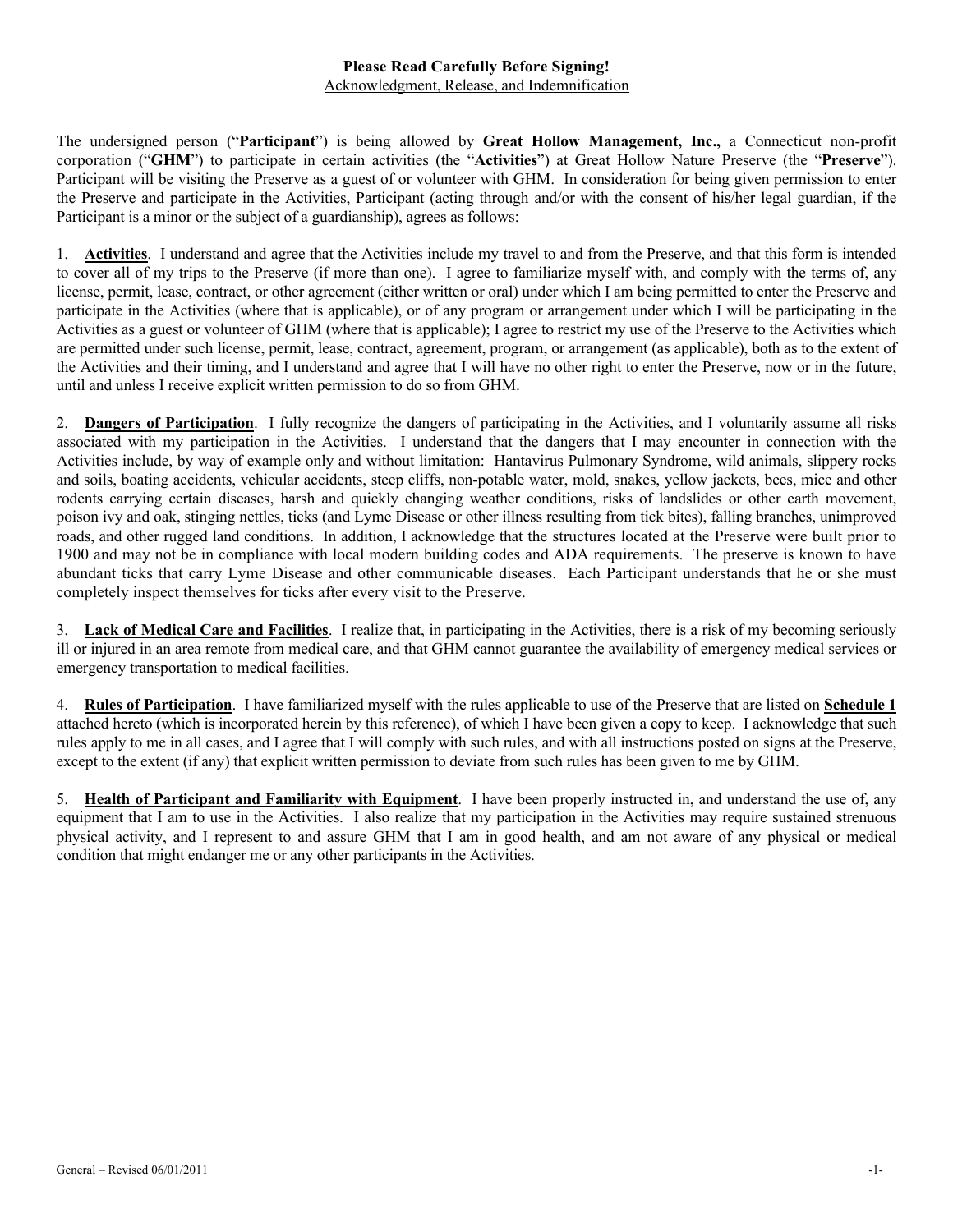**Please Read Carefully Before Signing!**

Acknowledgment, Release, and Indemnification

The undersigned person ("**Participant**") is being allowed by **Great Hollow Management, Inc.,** a Connecticut non-profit corporation ("**GHM**") to participate in certain activities (the "**Activities**") at Great Hollow Nature Preserve (the "**Preserve**"). Participant will be visiting the Preserve as a guest of or volunteer with GHM. In consideration for being given permission to enter the Preserve and participate in the Activities, Participant (acting through and/or with the consent of his/her legal guardian, if the Participant is a minor or the subject of a guardianship), agrees as follows:

1. **Activities**. I understand and agree that the Activities include my travel to and from the Preserve, and that this form is intended to cover all of my trips to the Preserve (if more than one). I agree to familiarize myself with, and comply with the terms of, any license, permit, lease, contract, or other agreement (either written or oral) under which I am being permitted to enter the Preserve and participate in the Activities (where that is applicable), or of any program or arrangement under which I will be participating in the Activities as a guest or volunteer of GHM (where that is applicable); I agree to restrict my use of the Preserve to the Activities which are permitted under such license, permit, lease, contract, agreement, program, or arrangement (as applicable), both as to the extent of the Activities and their timing, and I understand and agree that I will have no other right to enter the Preserve, now or in the future, until and unless I receive explicit written permission to do so from GHM.

2. **Dangers of Participation**. I fully recognize the dangers of participating in the Activities, and I voluntarily assume all risks associated with my participation in the Activities. I understand that the dangers that I may encounter in connection with the Activities include, by way of example only and without limitation: Hantavirus Pulmonary Syndrome, wild animals, slippery rocks and soils, boating accidents, vehicular accidents, steep cliffs, non-potable water, mold, snakes, yellow jackets, bees, mice and other rodents carrying certain diseases, harsh and quickly changing weather conditions, risks of landslides or other earth movement, poison ivy and oak, stinging nettles, ticks (and Lyme Disease or other illness resulting from tick bites), falling branches, unimproved roads, and other rugged land conditions. In addition, I acknowledge that the structures located at the Preserve were built prior to 1900 and may not be in compliance with local modern building codes and ADA requirements. The preserve is known to have abundant ticks that carry Lyme Disease and other communicable diseases. Each Participant understands that he or she must completely inspect themselves for ticks after every visit to the Preserve.

3. **Lack of Medical Care and Facilities**. I realize that, in participating in the Activities, there is a risk of my becoming seriously ill or injured in an area remote from medical care, and that GHM cannot guarantee the availability of emergency medical services or emergency transportation to medical facilities.

4. **Rules of Participation**. I have familiarized myself with the rules applicable to use of the Preserve that are listed on **Schedule 1** attached hereto (which is incorporated herein by this reference), of which I have been given a copy to keep. I acknowledge that such rules apply to me in all cases, and I agree that I will comply with such rules, and with all instructions posted on signs at the Preserve, except to the extent (if any) that explicit written permission to deviate from such rules has been given to me by GHM.

5. **Health of Participant and Familiarity with Equipment**. I have been properly instructed in, and understand the use of, any equipment that I am to use in the Activities. I also realize that my participation in the Activities may require sustained strenuous physical activity, and I represent to and assure GHM that I am in good health, and am not aware of any physical or medical condition that might endanger me or any other participants in the Activities.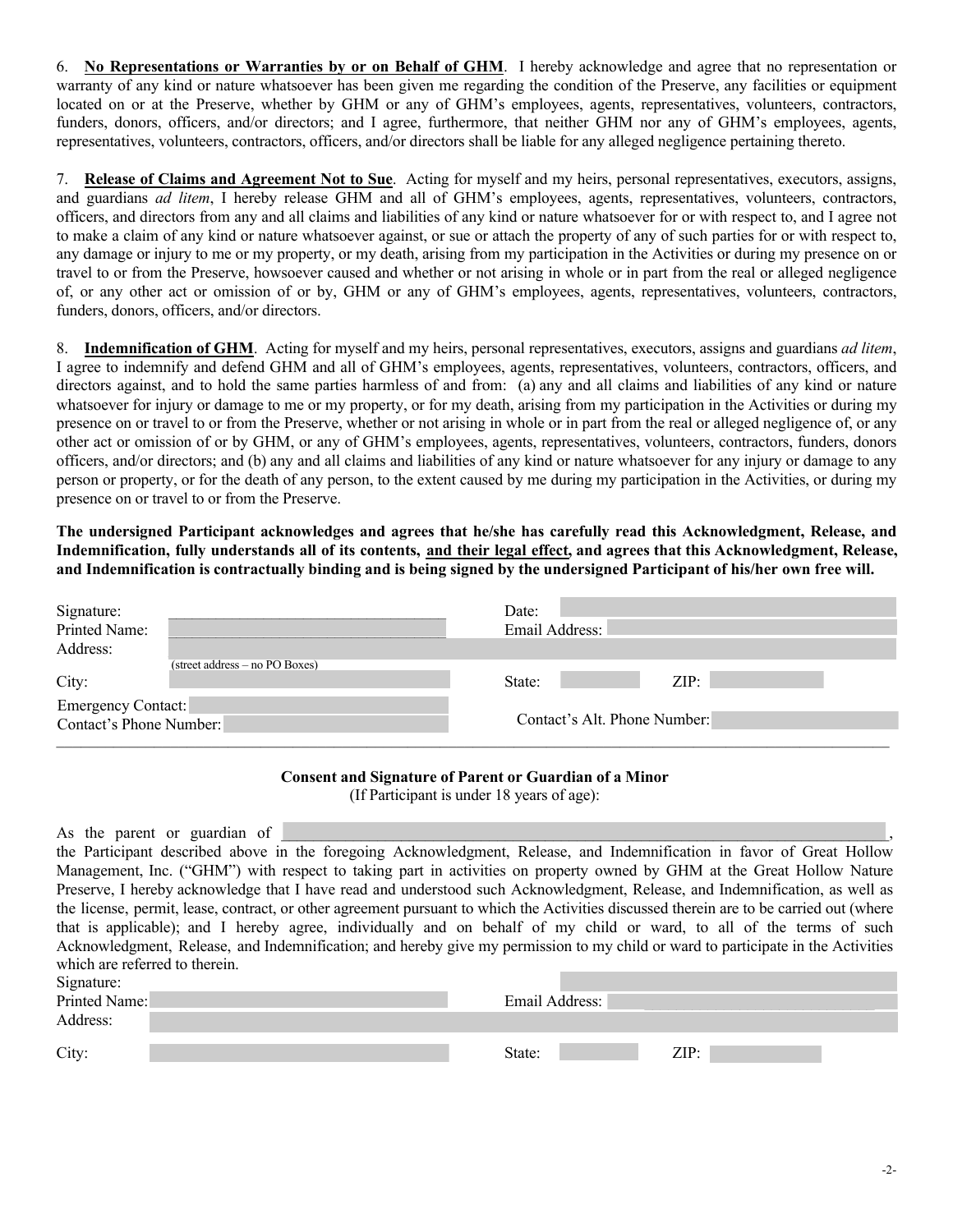6. **<u>No Representations or Warranties by or on Behalf of GHM</u>**. I hereby acknowledge and agree that no representation or warranty of any kind or nature whatsoever has been given me regarding the condition of the Preserve, any facilities or equipment located on or at the Preserve, whether by GHM or any of GHM's employees, agents, representatives, volunteers, contractors, funders, donors, officers, and/or directors; and I agree, furthermore, that neither GHM nor any of GHM's employees, agents, representatives, volunteers, contractors, officers, and/or directors shall be liable for any alleged negligence pertaining thereto.

7. **<u>Release of Claims and Agreement Not to Sue</u>**. Acting for myself and my heirs, personal representatives, executors, assigns, and guardians *ad litem*, I hereby release GHM and all of GHM's employees, agents, representatives, volunteers, contractors, officers, and directors from any and all claims and liabilities of any kind or nature whatsoever for or with respect to, and I agree not to make a claim of any kind or nature whatsoever against, or sue or attach the property of any of such parties for or with respect to, any damage or injury to me or my property, or my death, arising from my participation in the Activities or during my presence on or travel to or from the Preserve, howsoever caused and whether or not arising in whole or in part from the real or alleged negligence of, or any other act or omission of or by, GHM or any of GHM's employees, agents, representatives, volunteers, contractors, funders, donors, officers, and/or directors.

8. **<u>Indemnification of GHM</u>**. Acting for myself and my heirs, personal representatives, executors, assigns and guardians *ad litem*, I agree to indemnify and defend GHM and all of GHM's employees, agents, representatives, volunteers, contractors, officers, and directors against, and to hold the same parties harmless of and from: (a) any and all claims and liabilities of any kind or nature whatsoever for injury or damage to me or my property, or for my death, arising from my participation in the Activities or during my presence on or travel to or from the Preserve, whether or not arising in whole or in part from the real or alleged negligence of, or any other act or omission of or by GHM, or any of GHM's employees, agents, representatives, volunteers, contractors, funders, donors officers, and/or directors; and (b) any and all claims and liabilities of any kind or nature whatsoever for any injury or damage to any person or property, or for the death of any person, to the extent caused by me during my participation in the Activities, or during my presence on or travel to or from the Preserve.

**The undersigned Participant acknowledges and agrees that he/she has carefully read this Acknowledgment, Release, and Indemnification, fully understands all of its contents, <u>and their legal effect</u>, and agrees that this Acknowledgment, Release, and Indemnification is contractually binding and is being signed by the undersigned Participant of his/her own free will.**

Signature: ______________________________ Date: ______________________________

Printed Name: ______________________________ Email Address: ______________________________

Address: ______________________________
(street address – no PO Boxes)

City: ______________________________ State: __________ ZIP: __________

Emergency Contact: ______________________________

Contact's Phone Number: ______________________________ Contact's Alt. Phone Number: ______________________________

---

**Consent and Signature of Parent or Guardian of a Minor**
(If Participant is under 18 years of age):

As the parent or guardian of ______________________________, the Participant described above in the foregoing Acknowledgment, Release, and Indemnification in favor of Great Hollow Management, Inc. ("GHM") with respect to taking part in activities on property owned by GHM at the Great Hollow Nature Preserve, I hereby acknowledge that I have read and understood such Acknowledgment, Release, and Indemnification, as well as the license, permit, lease, contract, or other agreement pursuant to which the Activities discussed therein are to be carried out (where that is applicable); and I hereby agree, individually and on behalf of my child or ward, to all of the terms of such Acknowledgment, Release, and Indemnification; and hereby give my permission to my child or ward to participate in the Activities which are referred to therein.

Signature: ______________________________

Printed Name: ______________________________ Email Address: ______________________________

Address: ______________________________

City: ______________________________ State: __________ ZIP: __________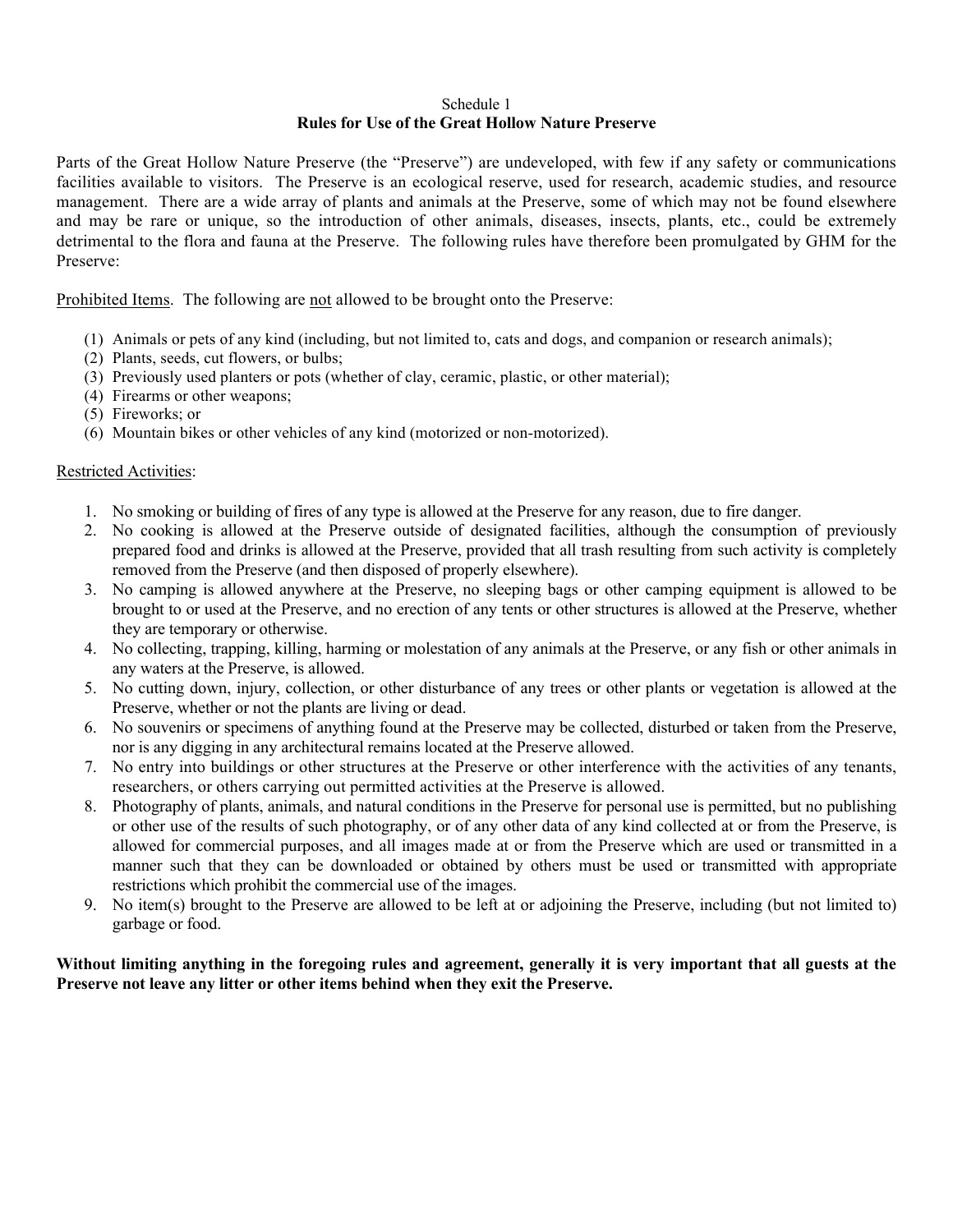Schedule 1

**Rules for Use of the Great Hollow Nature Preserve**

Parts of the Great Hollow Nature Preserve (the "Preserve") are undeveloped, with few if any safety or communications facilities available to visitors. The Preserve is an ecological reserve, used for research, academic studies, and resource management. There are a wide array of plants and animals at the Preserve, some of which may not be found elsewhere and may be rare or unique, so the introduction of other animals, diseases, insects, plants, etc., could be extremely detrimental to the flora and fauna at the Preserve. The following rules have therefore been promulgated by GHM for the Preserve:

<u>Prohibited Items</u>. The following are <u>not</u> allowed to be brought onto the Preserve:

(1) Animals or pets of any kind (including, but not limited to, cats and dogs, and companion or research animals);
(2) Plants, seeds, cut flowers, or bulbs;
(3) Previously used planters or pots (whether of clay, ceramic, plastic, or other material);
(4) Firearms or other weapons;
(5) Fireworks; or
(6) Mountain bikes or other vehicles of any kind (motorized or non-motorized).

<u>Restricted Activities</u>:

1. No smoking or building of fires of any type is allowed at the Preserve for any reason, due to fire danger.
2. No cooking is allowed at the Preserve outside of designated facilities, although the consumption of previously prepared food and drinks is allowed at the Preserve, provided that all trash resulting from such activity is completely removed from the Preserve (and then disposed of properly elsewhere).
3. No camping is allowed anywhere at the Preserve, no sleeping bags or other camping equipment is allowed to be brought to or used at the Preserve, and no erection of any tents or other structures is allowed at the Preserve, whether they are temporary or otherwise.
4. No collecting, trapping, killing, harming or molestation of any animals at the Preserve, or any fish or other animals in any waters at the Preserve, is allowed.
5. No cutting down, injury, collection, or other disturbance of any trees or other plants or vegetation is allowed at the Preserve, whether or not the plants are living or dead.
6. No souvenirs or specimens of anything found at the Preserve may be collected, disturbed or taken from the Preserve, nor is any digging in any architectural remains located at the Preserve allowed.
7. No entry into buildings or other structures at the Preserve or other interference with the activities of any tenants, researchers, or others carrying out permitted activities at the Preserve is allowed.
8. Photography of plants, animals, and natural conditions in the Preserve for personal use is permitted, but no publishing or other use of the results of such photography, or of any other data of any kind collected at or from the Preserve, is allowed for commercial purposes, and all images made at or from the Preserve which are used or transmitted in a manner such that they can be downloaded or obtained by others must be used or transmitted with appropriate restrictions which prohibit the commercial use of the images.
9. No item(s) brought to the Preserve are allowed to be left at or adjoining the Preserve, including (but not limited to) garbage or food.

**Without limiting anything in the foregoing rules and agreement, generally it is very important that all guests at the Preserve not leave any litter or other items behind when they exit the Preserve.**